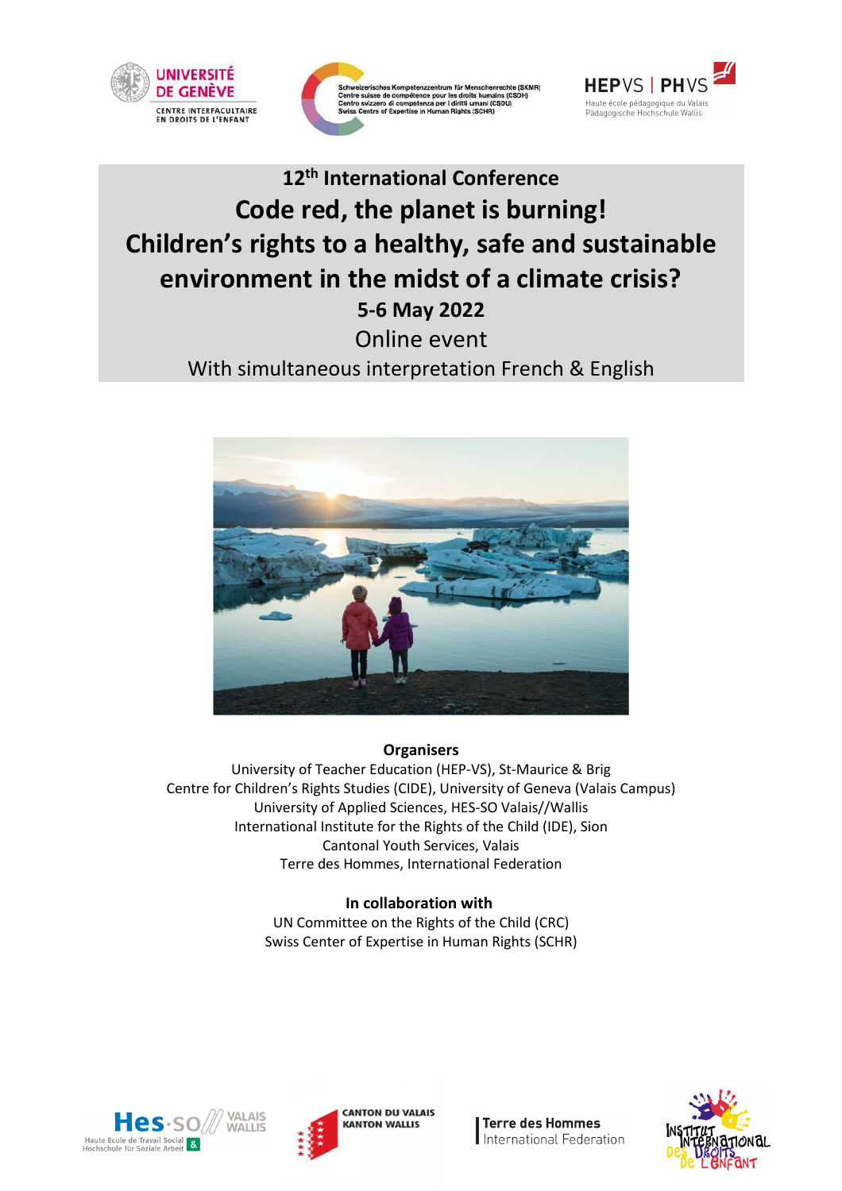# 12th International Conference

# Code red, the planet is burning! Children's rights to a healthy, safe and sustainable environment in the midst of a climate crisis?

**5-6 May 2022**

Online event

With simultaneous interpretation French & English

**Organisers**

University of Teacher Education (HEP-VS), St-Maurice & Brig
Centre for Children's Rights Studies (CIDE), University of Geneva (Valais Campus)
University of Applied Sciences, HES-SO Valais//Wallis
International Institute for the Rights of the Child (IDE), Sion
Cantonal Youth Services, Valais
Terre des Hommes, International Federation

**In collaboration with**

UN Committee on the Rights of the Child (CRC)
Swiss Center of Expertise in Human Rights (SCHR)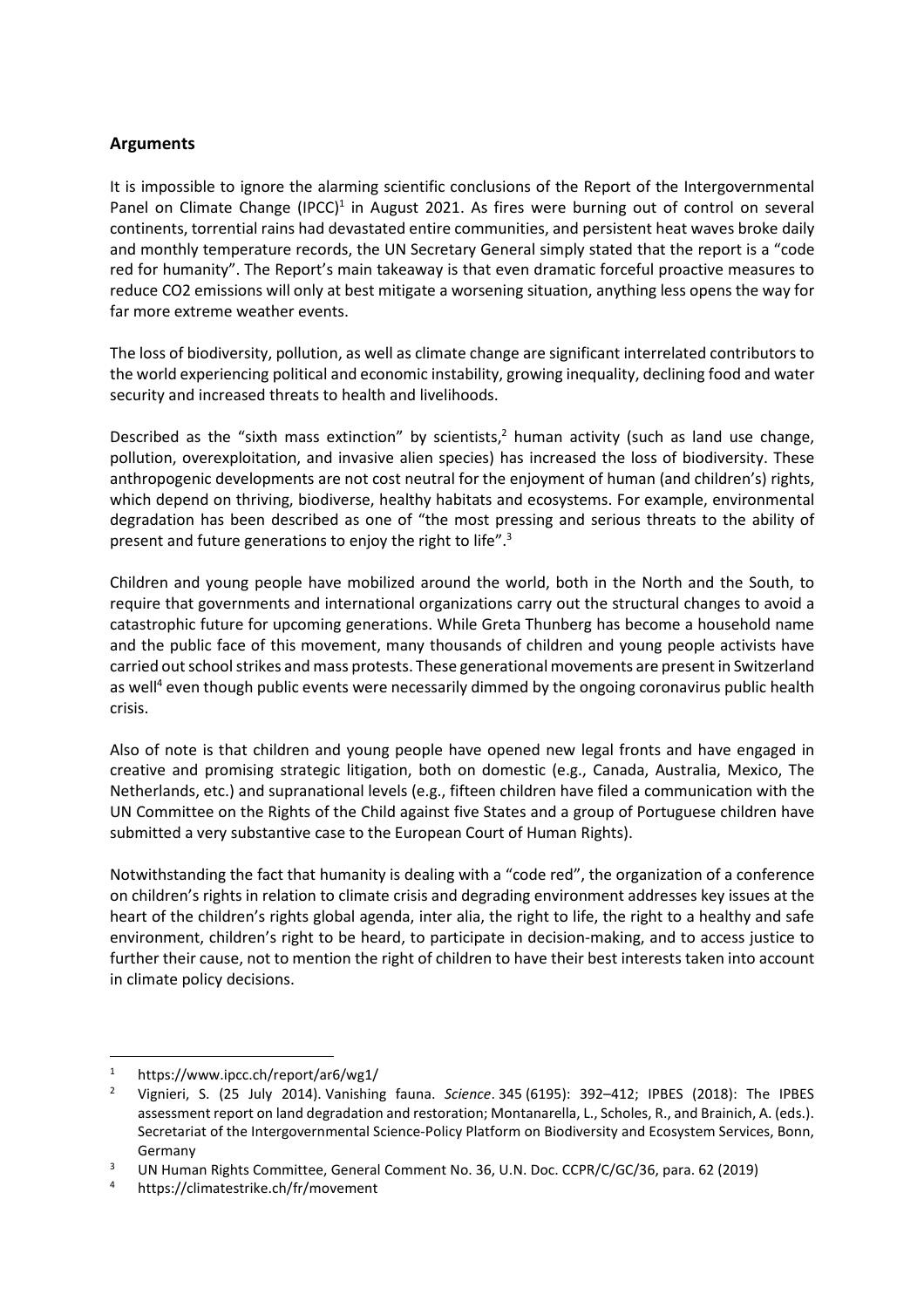## Arguments

It is impossible to ignore the alarming scientific conclusions of the Report of the Intergovernmental Panel on Climate Change (IPCC)[1] in August 2021. As fires were burning out of control on several continents, torrential rains had devastated entire communities, and persistent heat waves broke daily and monthly temperature records, the UN Secretary General simply stated that the report is a "code red for humanity". The Report's main takeaway is that even dramatic forceful proactive measures to reduce CO2 emissions will only at best mitigate a worsening situation, anything less opens the way for far more extreme weather events.

The loss of biodiversity, pollution, as well as climate change are significant interrelated contributors to the world experiencing political and economic instability, growing inequality, declining food and water security and increased threats to health and livelihoods.

Described as the "sixth mass extinction" by scientists,[2] human activity (such as land use change, pollution, overexploitation, and invasive alien species) has increased the loss of biodiversity. These anthropogenic developments are not cost neutral for the enjoyment of human (and children's) rights, which depend on thriving, biodiverse, healthy habitats and ecosystems. For example, environmental degradation has been described as one of "the most pressing and serious threats to the ability of present and future generations to enjoy the right to life".[3]

Children and young people have mobilized around the world, both in the North and the South, to require that governments and international organizations carry out the structural changes to avoid a catastrophic future for upcoming generations. While Greta Thunberg has become a household name and the public face of this movement, many thousands of children and young people activists have carried out school strikes and mass protests. These generational movements are present in Switzerland as well[4] even though public events were necessarily dimmed by the ongoing coronavirus public health crisis.

Also of note is that children and young people have opened new legal fronts and have engaged in creative and promising strategic litigation, both on domestic (e.g., Canada, Australia, Mexico, The Netherlands, etc.) and supranational levels (e.g., fifteen children have filed a communication with the UN Committee on the Rights of the Child against five States and a group of Portuguese children have submitted a very substantive case to the European Court of Human Rights).

Notwithstanding the fact that humanity is dealing with a "code red", the organization of a conference on children's rights in relation to climate crisis and degrading environment addresses key issues at the heart of the children's rights global agenda, inter alia, the right to life, the right to a healthy and safe environment, children's right to be heard, to participate in decision-making, and to access justice to further their cause, not to mention the right of children to have their best interests taken into account in climate policy decisions.

---

[1] https://www.ipcc.ch/report/ar6/wg1/

[2] Vignieri, S. (25 July 2014). Vanishing fauna. *Science*. 345 (6195): 392–412; IPBES (2018): The IPBES assessment report on land degradation and restoration; Montanarella, L., Scholes, R., and Brainich, A. (eds.). Secretariat of the Intergovernmental Science-Policy Platform on Biodiversity and Ecosystem Services, Bonn, Germany

[3] UN Human Rights Committee, General Comment No. 36, U.N. Doc. CCPR/C/GC/36, para. 62 (2019)

[4] https://climatestrike.ch/fr/movement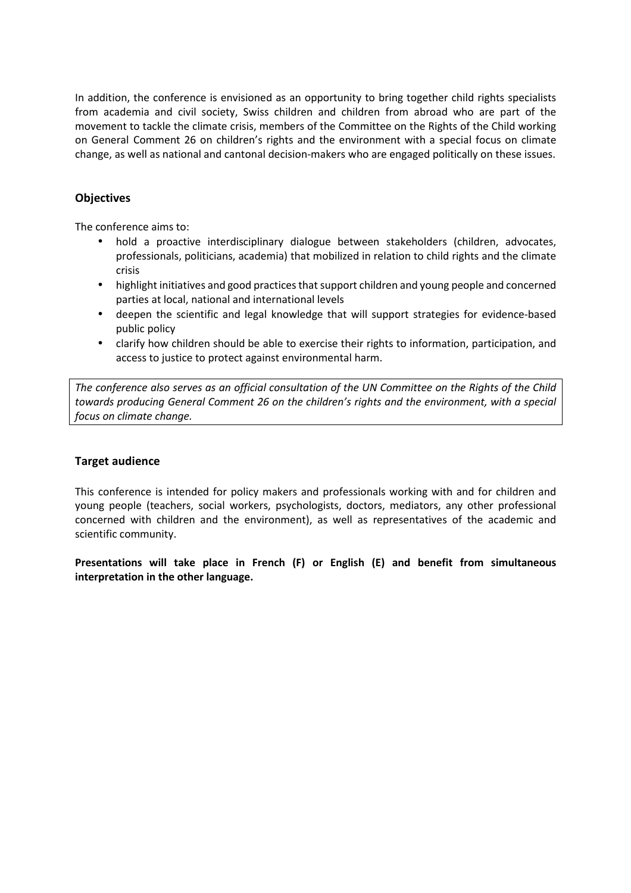In addition, the conference is envisioned as an opportunity to bring together child rights specialists from academia and civil society, Swiss children and children from abroad who are part of the movement to tackle the climate crisis, members of the Committee on the Rights of the Child working on General Comment 26 on children's rights and the environment with a special focus on climate change, as well as national and cantonal decision-makers who are engaged politically on these issues.

## Objectives

The conference aims to:

- hold a proactive interdisciplinary dialogue between stakeholders (children, advocates, professionals, politicians, academia) that mobilized in relation to child rights and the climate crisis
- highlight initiatives and good practices that support children and young people and concerned parties at local, national and international levels
- deepen the scientific and legal knowledge that will support strategies for evidence-based public policy
- clarify how children should be able to exercise their rights to information, participation, and access to justice to protect against environmental harm.

*The conference also serves as an official consultation of the UN Committee on the Rights of the Child towards producing General Comment 26 on the children's rights and the environment, with a special focus on climate change.*

## Target audience

This conference is intended for policy makers and professionals working with and for children and young people (teachers, social workers, psychologists, doctors, mediators, any other professional concerned with children and the environment), as well as representatives of the academic and scientific community.

**Presentations will take place in French (F) or English (E) and benefit from simultaneous interpretation in the other language.**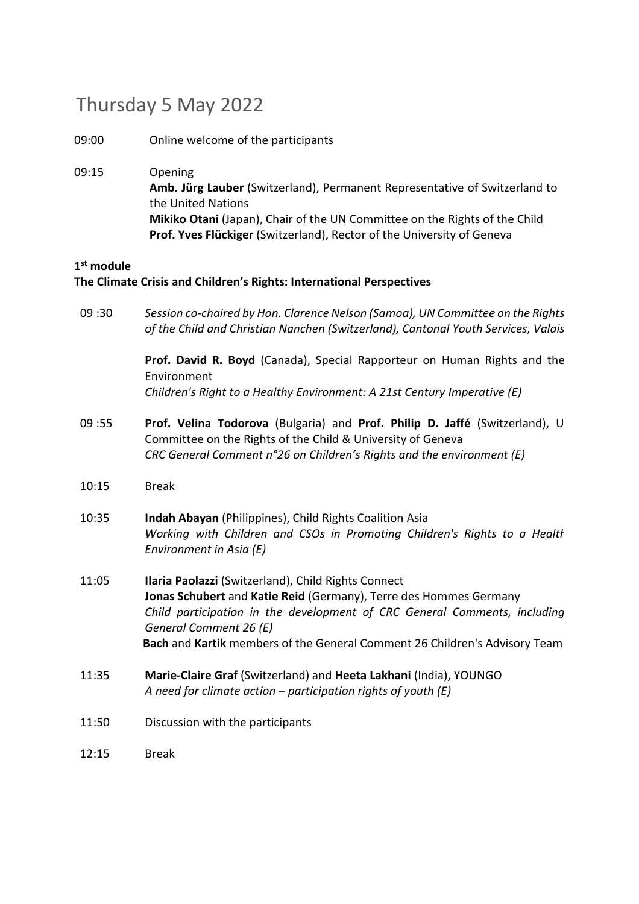# Thursday 5 May 2022

09:00 Online welcome of the participants

09:15 Opening
**Amb. Jürg Lauber** (Switzerland), Permanent Representative of Switzerland to the United Nations
**Mikiko Otani** (Japan), Chair of the UN Committee on the Rights of the Child
**Prof. Yves Flückiger** (Switzerland), Rector of the University of Geneva

**1st module**
**The Climate Crisis and Children's Rights: International Perspectives**

09 :30 *Session co-chaired by Hon. Clarence Nelson (Samoa), UN Committee on the Rights of the Child and Christian Nanchen (Switzerland), Cantonal Youth Services, Valais*

**Prof. David R. Boyd** (Canada), Special Rapporteur on Human Rights and the Environment
*Children's Right to a Healthy Environment: A 21st Century Imperative (E)*

09 :55 **Prof. Velina Todorova** (Bulgaria) and **Prof. Philip D. Jaffé** (Switzerland), U Committee on the Rights of the Child & University of Geneva
*CRC General Comment n°26 on Children's Rights and the environment (E)*

10:15 Break

10:35 **Indah Abayan** (Philippines), Child Rights Coalition Asia
*Working with Children and CSOs in Promoting Children's Rights to a Healtl Environment in Asia (E)*

11:05 **Ilaria Paolazzi** (Switzerland), Child Rights Connect
**Jonas Schubert** and **Katie Reid** (Germany), Terre des Hommes Germany
*Child participation in the development of CRC General Comments, including General Comment 26 (E)*
**Bach** and **Kartik** members of the General Comment 26 Children's Advisory Team

11:35 **Marie-Claire Graf** (Switzerland) and **Heeta Lakhani** (India), YOUNGO
*A need for climate action – participation rights of youth (E)*

11:50 Discussion with the participants

12:15 Break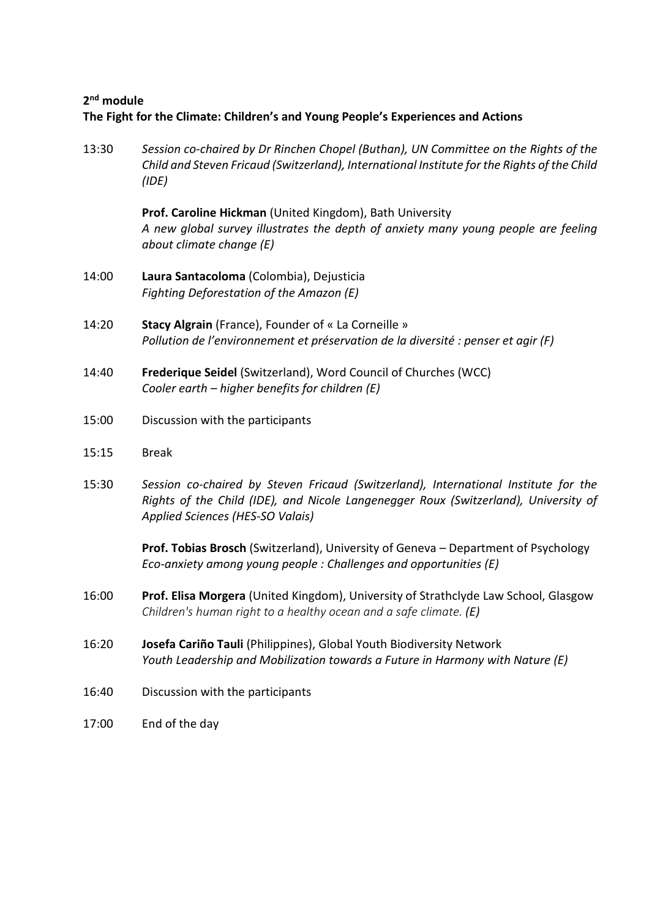**2nd module**
**The Fight for the Climate: Children's and Young People's Experiences and Actions**

13:30 *Session co-chaired by Dr Rinchen Chopel (Buthan), UN Committee on the Rights of the Child and Steven Fricaud (Switzerland), International Institute for the Rights of the Child (IDE)*

**Prof. Caroline Hickman** (United Kingdom), Bath University
*A new global survey illustrates the depth of anxiety many young people are feeling about climate change (E)*

14:00 **Laura Santacoloma** (Colombia), Dejusticia
*Fighting Deforestation of the Amazon (E)*

14:20 **Stacy Algrain** (France), Founder of « La Corneille »
*Pollution de l'environnement et préservation de la diversité : penser et agir (F)*

14:40 **Frederique Seidel** (Switzerland), Word Council of Churches (WCC)
*Cooler earth – higher benefits for children (E)*

15:00 Discussion with the participants

15:15 Break

15:30 *Session co-chaired by Steven Fricaud (Switzerland), International Institute for the Rights of the Child (IDE), and Nicole Langenegger Roux (Switzerland), University of Applied Sciences (HES-SO Valais)*

**Prof. Tobias Brosch** (Switzerland), University of Geneva – Department of Psychology
*Eco-anxiety among young people : Challenges and opportunities (E)*

16:00 **Prof. Elisa Morgera** (United Kingdom), University of Strathclyde Law School, Glasgow
*Children's human right to a healthy ocean and a safe climate.* ***(E)***

16:20 **Josefa Cariño Tauli** (Philippines), Global Youth Biodiversity Network
*Youth Leadership and Mobilization towards a Future in Harmony with Nature (E)*

16:40 Discussion with the participants

17:00 End of the day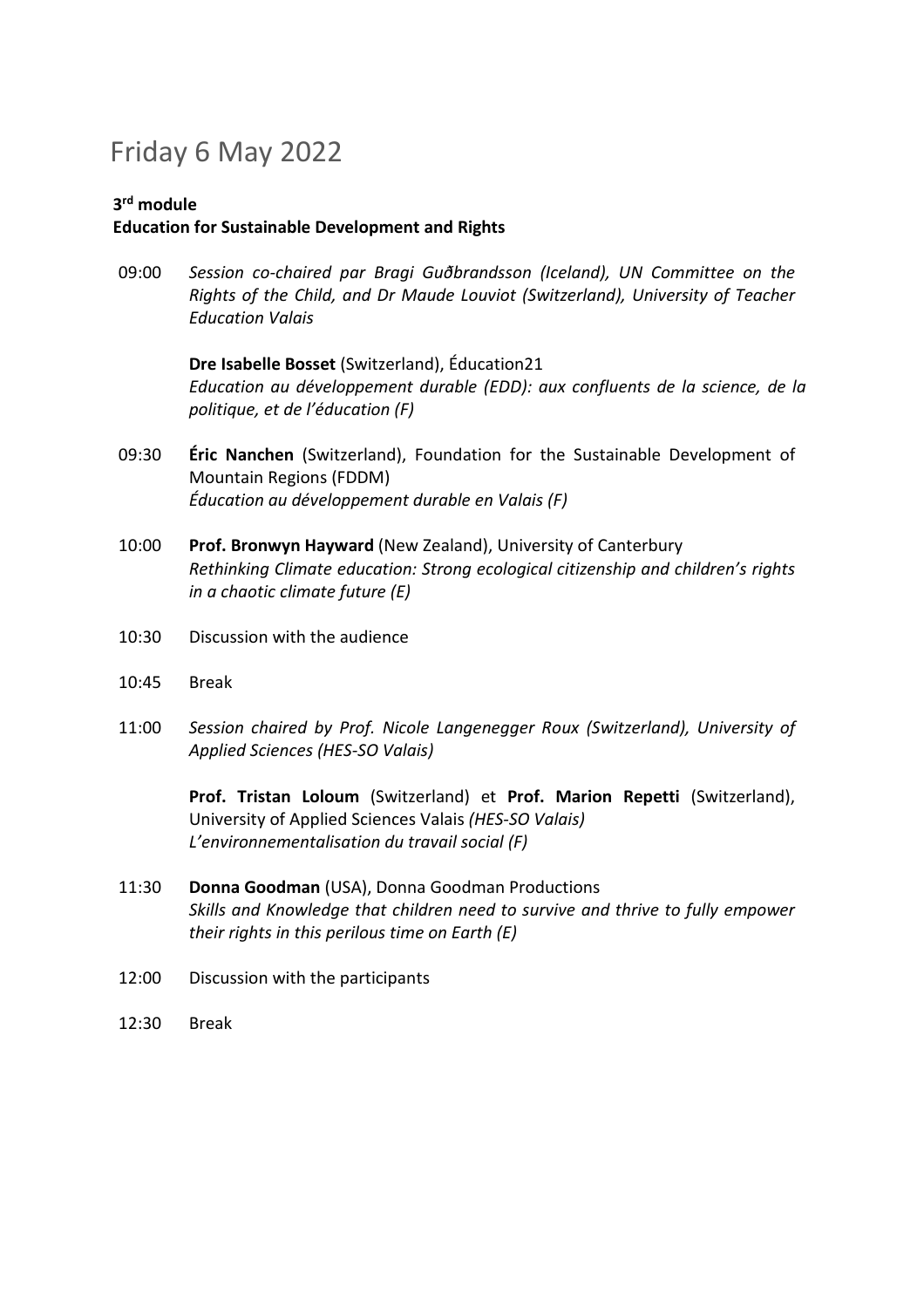# Friday 6 May 2022

**3rd module**
**Education for Sustainable Development and Rights**

09:00 *Session co-chaired par Bragi Guðbrandsson (Iceland), UN Committee on the Rights of the Child, and Dr Maude Louviot (Switzerland), University of Teacher Education Valais*

**Dre Isabelle Bosset** (Switzerland), Éducation21
*Education au développement durable (EDD): aux confluents de la science, de la politique, et de l'éducation (F)*

09:30 **Éric Nanchen** (Switzerland), Foundation for the Sustainable Development of Mountain Regions (FDDM)
*Éducation au développement durable en Valais (F)*

10:00 **Prof. Bronwyn Hayward** (New Zealand), University of Canterbury
*Rethinking Climate education: Strong ecological citizenship and children's rights in a chaotic climate future (E)*

10:30 Discussion with the audience

10:45 Break

11:00 *Session chaired by Prof. Nicole Langenegger Roux (Switzerland), University of Applied Sciences (HES-SO Valais)*

**Prof. Tristan Loloum** (Switzerland) et **Prof. Marion Repetti** (Switzerland), University of Applied Sciences Valais *(HES-SO Valais)*
*L'environnementalisation du travail social (F)*

11:30 **Donna Goodman** (USA), Donna Goodman Productions
*Skills and Knowledge that children need to survive and thrive to fully empower their rights in this perilous time on Earth (E)*

12:00 Discussion with the participants

12:30 Break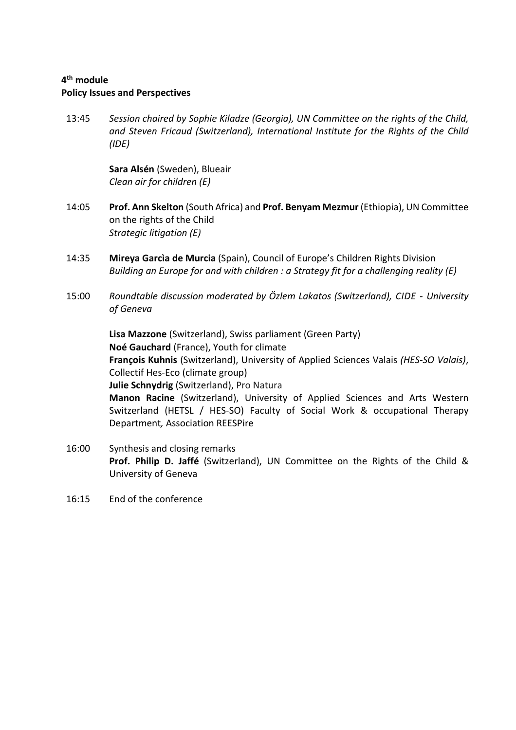**4th module**
**Policy Issues and Perspectives**

13:45 *Session chaired by Sophie Kiladze (Georgia), UN Committee on the rights of the Child, and Steven Fricaud (Switzerland), International Institute for the Rights of the Child (IDE)*

**Sara Alsén** (Sweden), Blueair
*Clean air for children (E)*

14:05 **Prof. Ann Skelton** (South Africa) and **Prof. Benyam Mezmur** (Ethiopia), UN Committee on the rights of the Child
*Strategic litigation (E)*

14:35 **Mireya Garcìa de Murcia** (Spain), Council of Europe's Children Rights Division
*Building an Europe for and with children : a Strategy fit for a challenging reality (E)*

15:00 *Roundtable discussion moderated by Özlem Lakatos (Switzerland), CIDE - University of Geneva*

**Lisa Mazzone** (Switzerland), Swiss parliament (Green Party)
**Noé Gauchard** (France), Youth for climate
**François Kuhnis** (Switzerland), University of Applied Sciences Valais *(HES-SO Valais)*, Collectif Hes-Eco (climate group)
**Julie Schnydrig** (Switzerland), Pro Natura
**Manon Racine** (Switzerland), University of Applied Sciences and Arts Western Switzerland (HETSL / HES-SO) Faculty of Social Work & occupational Therapy Department*,* Association REESPire

16:00 Synthesis and closing remarks
**Prof. Philip D. Jaffé** (Switzerland), UN Committee on the Rights of the Child & University of Geneva

16:15 End of the conference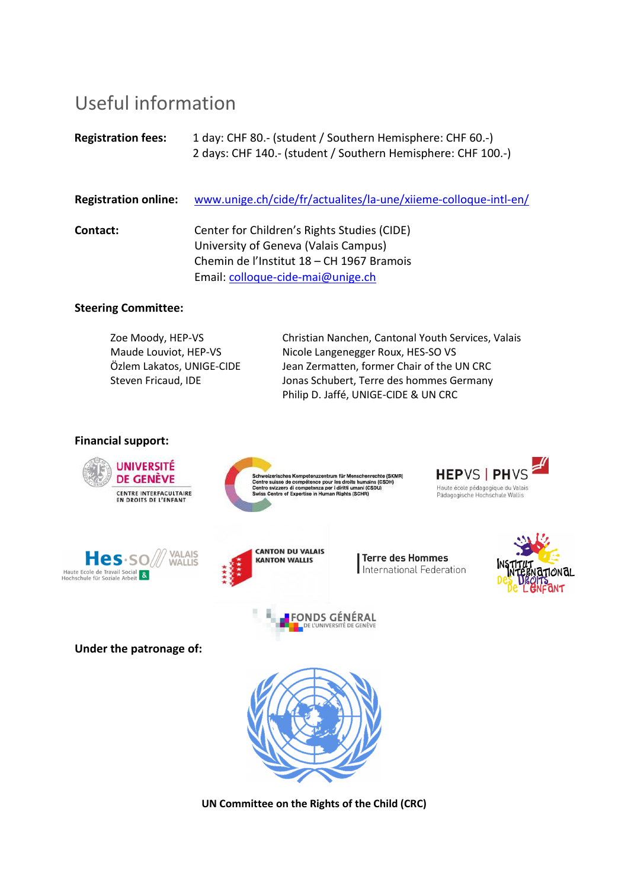# Useful information

**Registration fees:** 1 day: CHF 80.- (student / Southern Hemisphere: CHF 60.-)
2 days: CHF 140.- (student / Southern Hemisphere: CHF 100.-)

**Registration online:** www.unige.ch/cide/fr/actualites/la-une/xiieme-colloque-intl-en/

**Contact:** Center for Children's Rights Studies (CIDE)
University of Geneva (Valais Campus)
Chemin de l'Institut 18 – CH 1967 Bramois
Email: colloque-cide-mai@unige.ch

**Steering Committee:**

Zoe Moody, HEP-VS
Maude Louviot, HEP-VS
Özlem Lakatos, UNIGE-CIDE
Steven Fricaud, IDE
Christian Nanchen, Cantonal Youth Services, Valais
Nicole Langenegger Roux, HES-SO VS
Jean Zermatten, former Chair of the UN CRC
Jonas Schubert, Terre des hommes Germany
Philip D. Jaffé, UNIGE-CIDE & UN CRC

**Financial support:**

Université de Genève – Centre interfacultaire en droits de l'enfant
Schweizerisches Kompetenzzentrum für Menschenrechte (SKMR) / Centre suisse de compétence pour les droits humains (CSDH) / Centro svizzero di competenza per i diritti umani (CSDU) / Swiss Centre of Expertise in Human Rights (SCHR)
HEPVS | PHVS – Haute école pédagogique du Valais / Pädagogische Hochschule Wallis
Hes·so Valais Wallis – Haute Ecole de Travail Social / Hochschule für Soziale Arbeit
Canton du Valais / Kanton Wallis
Terre des Hommes International Federation
Institut International des Droits de l'Enfant
Fonds Général de l'Université de Genève

**Under the patronage of:**

UN Committee on the Rights of the Child (CRC)